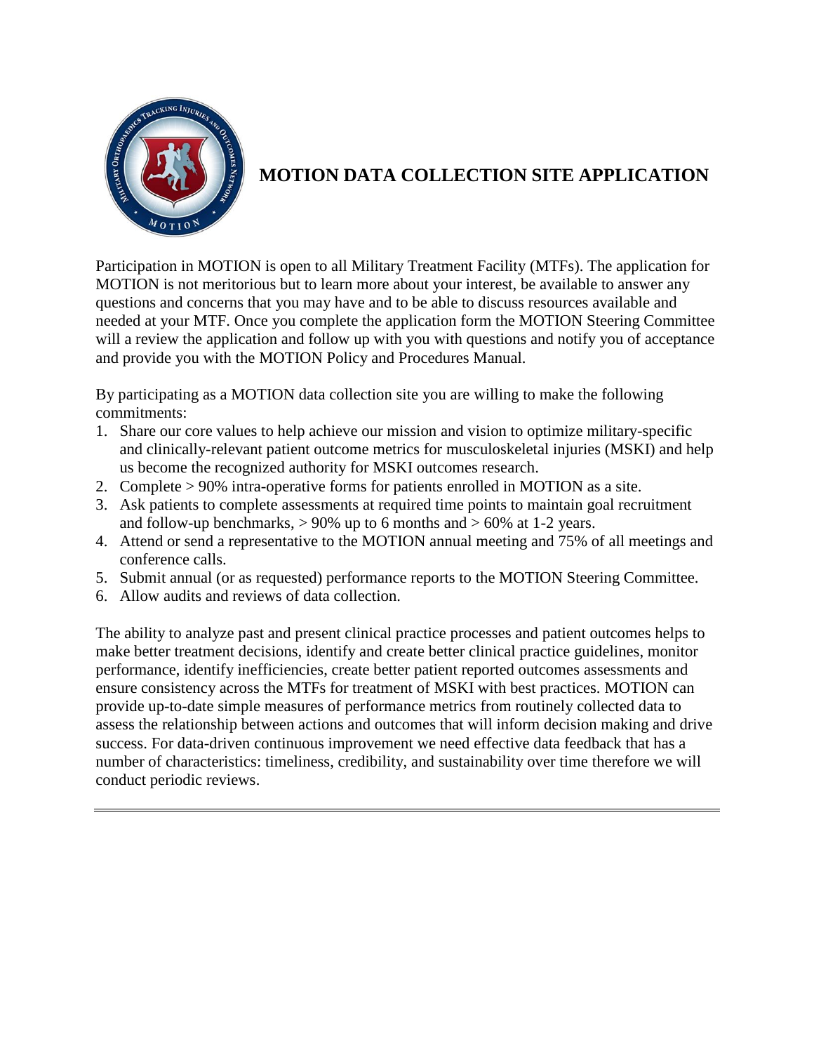# MOTION DATA COLLECTION SITE APPLICATION

Participation in MOTION is open to all Military Treatment Facility (MTFs). The application for MOTION is not meritorious but to learn more about your interest, be available to answer any questions and concerns that you may have and to be able to discuss resources available and needed at your MTF. Once you complete the application form the MOTION Steering Committee will a review the application and follow up with you with questions and notify you of acceptance and provide you with the MOTION Policy and Procedures Manual.

By participating as a MOTION data collection site you are willing to make the following commitments:

1. Share our core values to help achieve our mission and vision to optimize military-specific and clinically-relevant patient outcome metrics for musculoskeletal injuries (MSKI) and help us become the recognized authority for MSKI outcomes research.
2. Complete > 90% intra-operative forms for patients enrolled in MOTION as a site.
3. Ask patients to complete assessments at required time points to maintain goal recruitment and follow-up benchmarks, > 90% up to 6 months and > 60% at 1-2 years.
4. Attend or send a representative to the MOTION annual meeting and 75% of all meetings and conference calls.
5. Submit annual (or as requested) performance reports to the MOTION Steering Committee.
6. Allow audits and reviews of data collection.

The ability to analyze past and present clinical practice processes and patient outcomes helps to make better treatment decisions, identify and create better clinical practice guidelines, monitor performance, identify inefficiencies, create better patient reported outcomes assessments and ensure consistency across the MTFs for treatment of MSKI with best practices. MOTION can provide up-to-date simple measures of performance metrics from routinely collected data to assess the relationship between actions and outcomes that will inform decision making and drive success. For data-driven continuous improvement we need effective data feedback that has a number of characteristics: timeliness, credibility, and sustainability over time therefore we will conduct periodic reviews.

---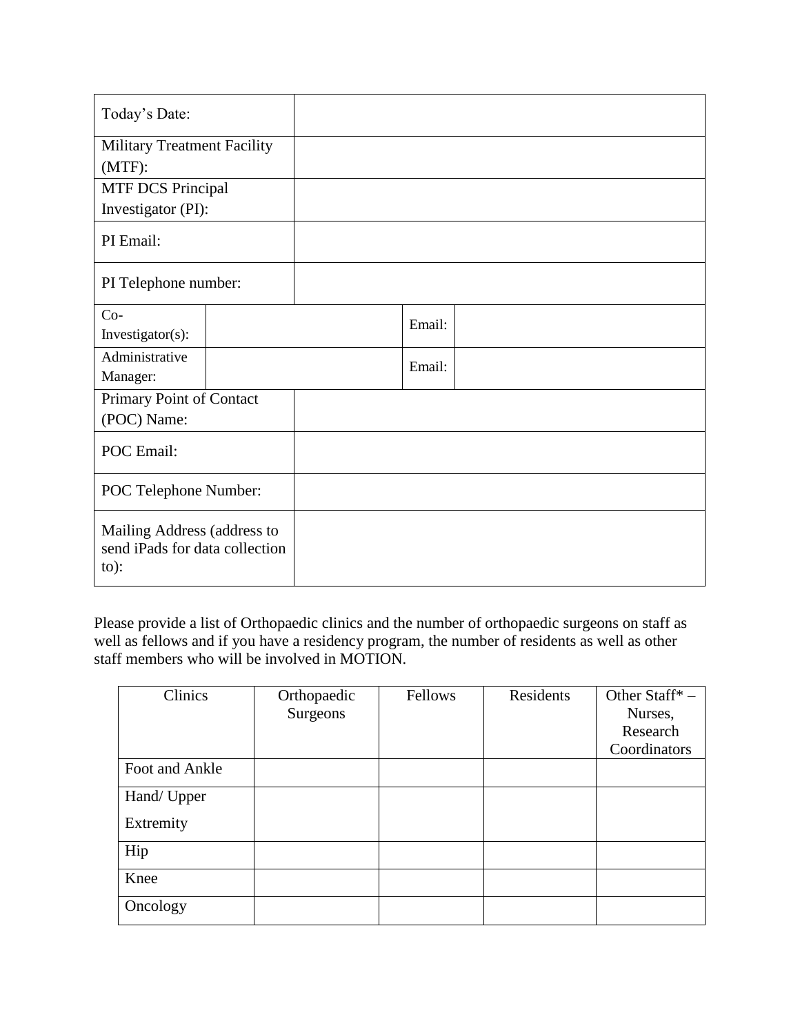| | | | |
|---|---|---|---|
| Today's Date: | | | |
| Military Treatment Facility (MTF): | | | |
| MTF DCS Principal Investigator (PI): | | | |
| PI Email: | | | |
| PI Telephone number: | | | |
| Co-Investigator(s): | | Email: | |
| Administrative Manager: | | Email: | |
| Primary Point of Contact (POC) Name: | | | |
| POC Email: | | | |
| POC Telephone Number: | | | |
| Mailing Address (address to send iPads for data collection to): | | | |

Please provide a list of Orthopaedic clinics and the number of orthopaedic surgeons on staff as well as fellows and if you have a residency program, the number of residents as well as other staff members who will be involved in MOTION.

| Clinics | Orthopaedic Surgeons | Fellows | Residents | Other Staff* – Nurses, Research Coordinators |
|---|---|---|---|---|
| Foot and Ankle | | | | |
| Hand/ Upper Extremity | | | | |
| Hip | | | | |
| Knee | | | | |
| Oncology | | | | |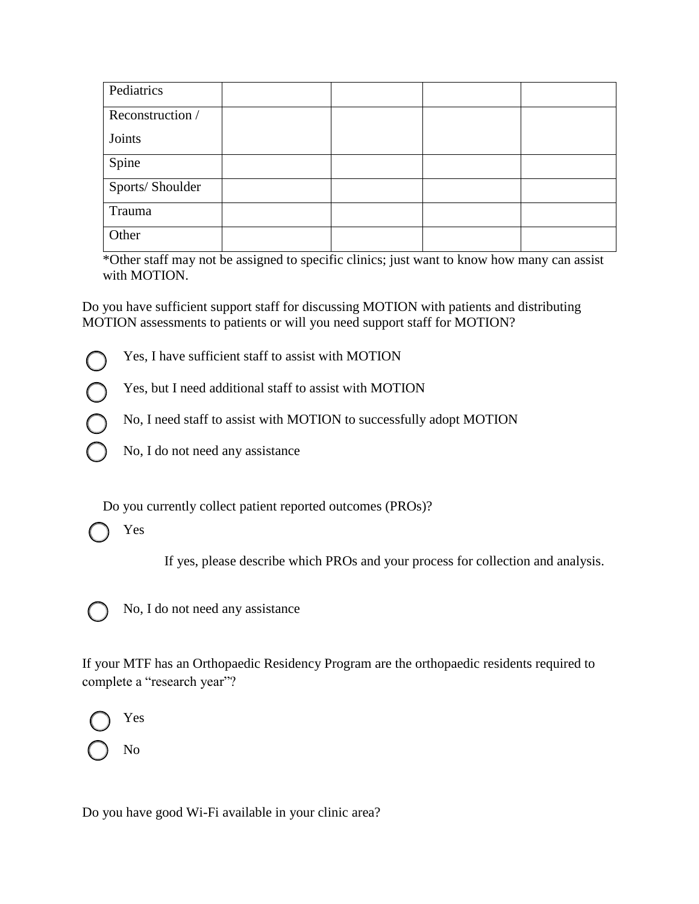| Pediatrics | | | | |
|---|---|---|---|---|
| Reconstruction / Joints | | | | |
| Spine | | | | |
| Sports/ Shoulder | | | | |
| Trauma | | | | |
| Other | | | | |

*Other staff may not be assigned to specific clinics; just want to know how many can assist with MOTION.

Do you have sufficient support staff for discussing MOTION with patients and distributing MOTION assessments to patients or will you need support staff for MOTION?

- ◯ Yes, I have sufficient staff to assist with MOTION
- ◯ Yes, but I need additional staff to assist with MOTION
- ◯ No, I need staff to assist with MOTION to successfully adopt MOTION
- ◯ No, I do not need any assistance

Do you currently collect patient reported outcomes (PROs)?

- ◯ Yes

  If yes, please describe which PROs and your process for collection and analysis.

- ◯ No, I do not need any assistance

If your MTF has an Orthopaedic Residency Program are the orthopaedic residents required to complete a "research year"?

- ◯ Yes
- ◯ No

Do you have good Wi-Fi available in your clinic area?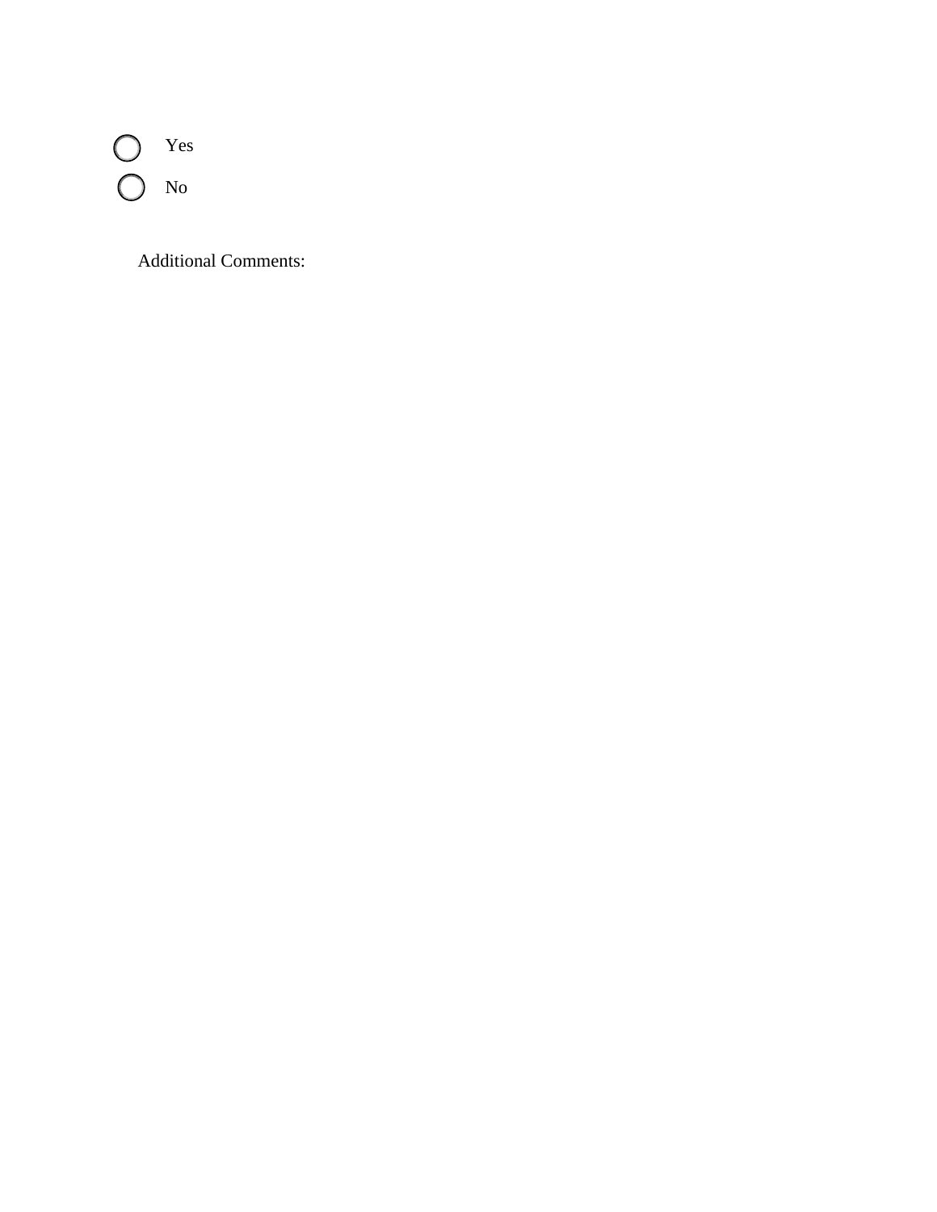- ◯ Yes
- ◯ No

Additional Comments: